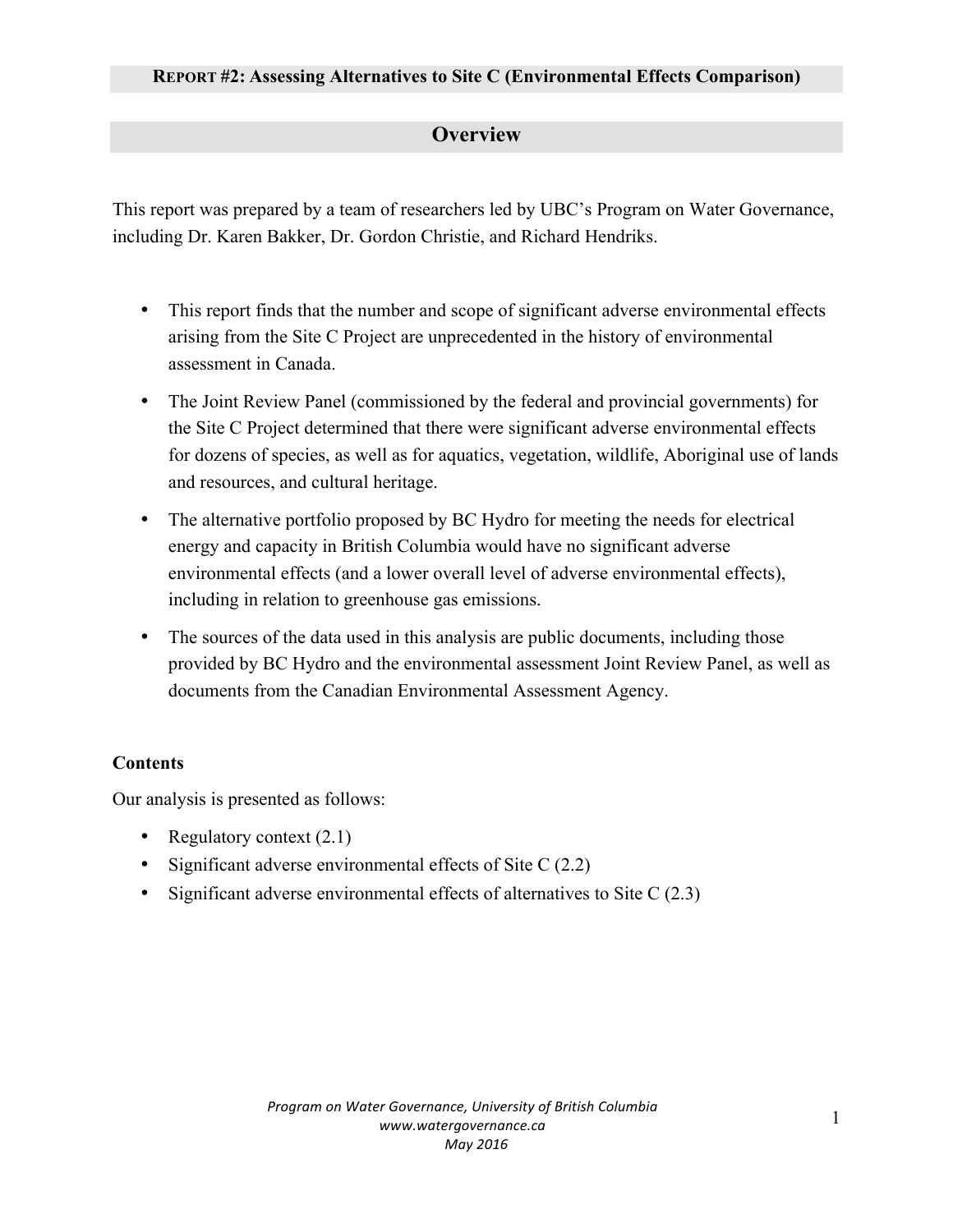**REPORT #2: Assessing Alternatives to Site C (Environmental Effects Comparison)**

# Overview

This report was prepared by a team of researchers led by UBC's Program on Water Governance, including Dr. Karen Bakker, Dr. Gordon Christie, and Richard Hendriks.

- This report finds that the number and scope of significant adverse environmental effects arising from the Site C Project are unprecedented in the history of environmental assessment in Canada.
- The Joint Review Panel (commissioned by the federal and provincial governments) for the Site C Project determined that there were significant adverse environmental effects for dozens of species, as well as for aquatics, vegetation, wildlife, Aboriginal use of lands and resources, and cultural heritage.
- The alternative portfolio proposed by BC Hydro for meeting the needs for electrical energy and capacity in British Columbia would have no significant adverse environmental effects (and a lower overall level of adverse environmental effects), including in relation to greenhouse gas emissions.
- The sources of the data used in this analysis are public documents, including those provided by BC Hydro and the environmental assessment Joint Review Panel, as well as documents from the Canadian Environmental Assessment Agency.

**Contents**

Our analysis is presented as follows:

- Regulatory context (2.1)
- Significant adverse environmental effects of Site C (2.2)
- Significant adverse environmental effects of alternatives to Site C (2.3)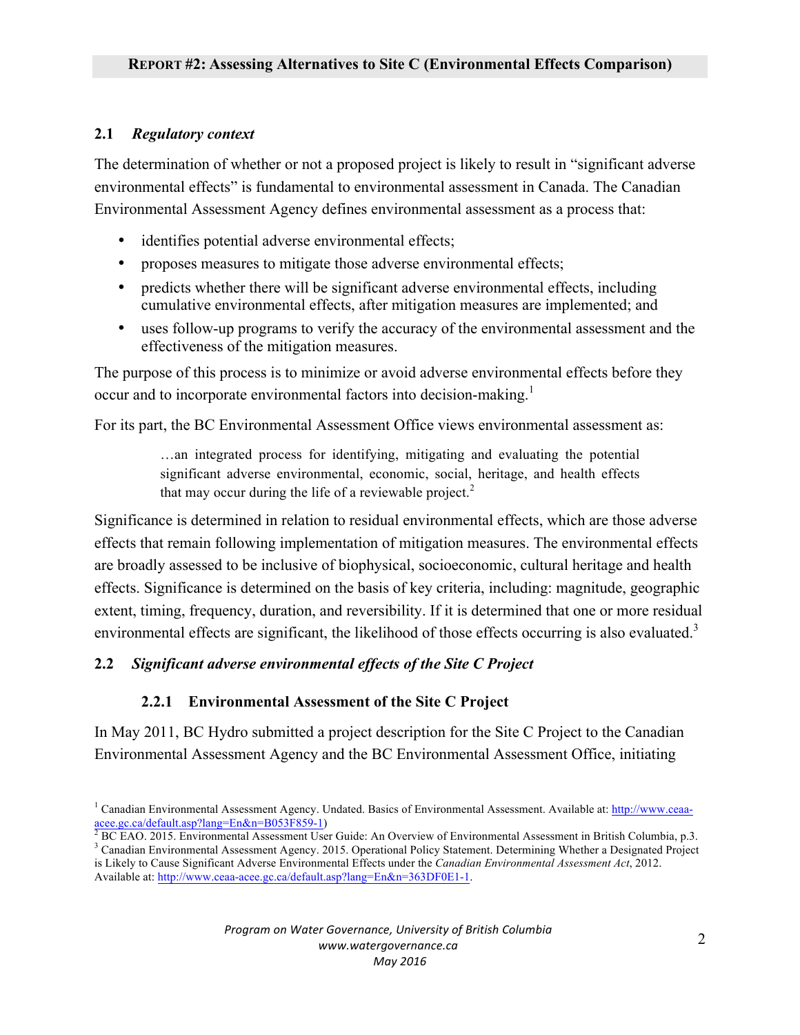## 2.1 *Regulatory context*

The determination of whether or not a proposed project is likely to result in "significant adverse environmental effects" is fundamental to environmental assessment in Canada. The Canadian Environmental Assessment Agency defines environmental assessment as a process that:

- identifies potential adverse environmental effects;
- proposes measures to mitigate those adverse environmental effects;
- predicts whether there will be significant adverse environmental effects, including cumulative environmental effects, after mitigation measures are implemented; and
- uses follow-up programs to verify the accuracy of the environmental assessment and the effectiveness of the mitigation measures.

The purpose of this process is to minimize or avoid adverse environmental effects before they occur and to incorporate environmental factors into decision-making.[1]

For its part, the BC Environmental Assessment Office views environmental assessment as:

> …an integrated process for identifying, mitigating and evaluating the potential significant adverse environmental, economic, social, heritage, and health effects that may occur during the life of a reviewable project.[2]

Significance is determined in relation to residual environmental effects, which are those adverse effects that remain following implementation of mitigation measures. The environmental effects are broadly assessed to be inclusive of biophysical, socioeconomic, cultural heritage and health effects. Significance is determined on the basis of key criteria, including: magnitude, geographic extent, timing, frequency, duration, and reversibility. If it is determined that one or more residual environmental effects are significant, the likelihood of those effects occurring is also evaluated.[3]

## 2.2 *Significant adverse environmental effects of the Site C Project*

### 2.2.1 Environmental Assessment of the Site C Project

In May 2011, BC Hydro submitted a project description for the Site C Project to the Canadian Environmental Assessment Agency and the BC Environmental Assessment Office, initiating

---

[1] Canadian Environmental Assessment Agency. Undated. Basics of Environmental Assessment. Available at: http://www.ceaa-acee.gc.ca/default.asp?lang=En&n=B053F859-1)

[2] BC EAO. 2015. Environmental Assessment User Guide: An Overview of Environmental Assessment in British Columbia, p.3.

[3] Canadian Environmental Assessment Agency. 2015. Operational Policy Statement. Determining Whether a Designated Project is Likely to Cause Significant Adverse Environmental Effects under the *Canadian Environmental Assessment Act*, 2012. Available at: http://www.ceaa-acee.gc.ca/default.asp?lang=En&n=363DF0E1-1.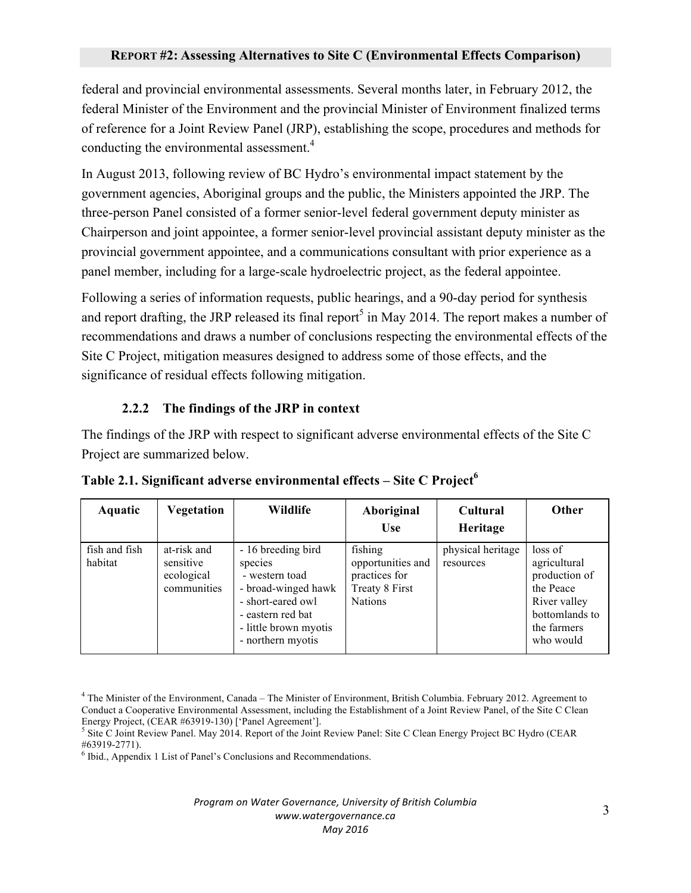federal and provincial environmental assessments. Several months later, in February 2012, the federal Minister of the Environment and the provincial Minister of Environment finalized terms of reference for a Joint Review Panel (JRP), establishing the scope, procedures and methods for conducting the environmental assessment.[4]

In August 2013, following review of BC Hydro's environmental impact statement by the government agencies, Aboriginal groups and the public, the Ministers appointed the JRP. The three-person Panel consisted of a former senior-level federal government deputy minister as Chairperson and joint appointee, a former senior-level provincial assistant deputy minister as the provincial government appointee, and a communications consultant with prior experience as a panel member, including for a large-scale hydroelectric project, as the federal appointee.

Following a series of information requests, public hearings, and a 90-day period for synthesis and report drafting, the JRP released its final report[5] in May 2014. The report makes a number of recommendations and draws a number of conclusions respecting the environmental effects of the Site C Project, mitigation measures designed to address some of those effects, and the significance of residual effects following mitigation.

### 2.2.2 The findings of the JRP in context

The findings of the JRP with respect to significant adverse environmental effects of the Site C Project are summarized below.

**Table 2.1. Significant adverse environmental effects – Site C Project[6]**

| Aquatic | Vegetation | Wildlife | Aboriginal Use | Cultural Heritage | Other |
|---|---|---|---|---|---|
| fish and fish habitat | at-risk and sensitive ecological communities | - 16 breeding bird species<br>- western toad<br>- broad-winged hawk<br>- short-eared owl<br>- eastern red bat<br>- little brown myotis<br>- northern myotis | fishing opportunities and practices for Treaty 8 First Nations | physical heritage resources | loss of agricultural production of the Peace River valley bottomlands to the farmers who would |

[4] The Minister of the Environment, Canada – The Minister of Environment, British Columbia. February 2012. Agreement to Conduct a Cooperative Environmental Assessment, including the Establishment of a Joint Review Panel, of the Site C Clean Energy Project, (CEAR #63919-130) ['Panel Agreement'].

[5] Site C Joint Review Panel. May 2014. Report of the Joint Review Panel: Site C Clean Energy Project BC Hydro (CEAR #63919-2771).

[6] Ibid., Appendix 1 List of Panel's Conclusions and Recommendations.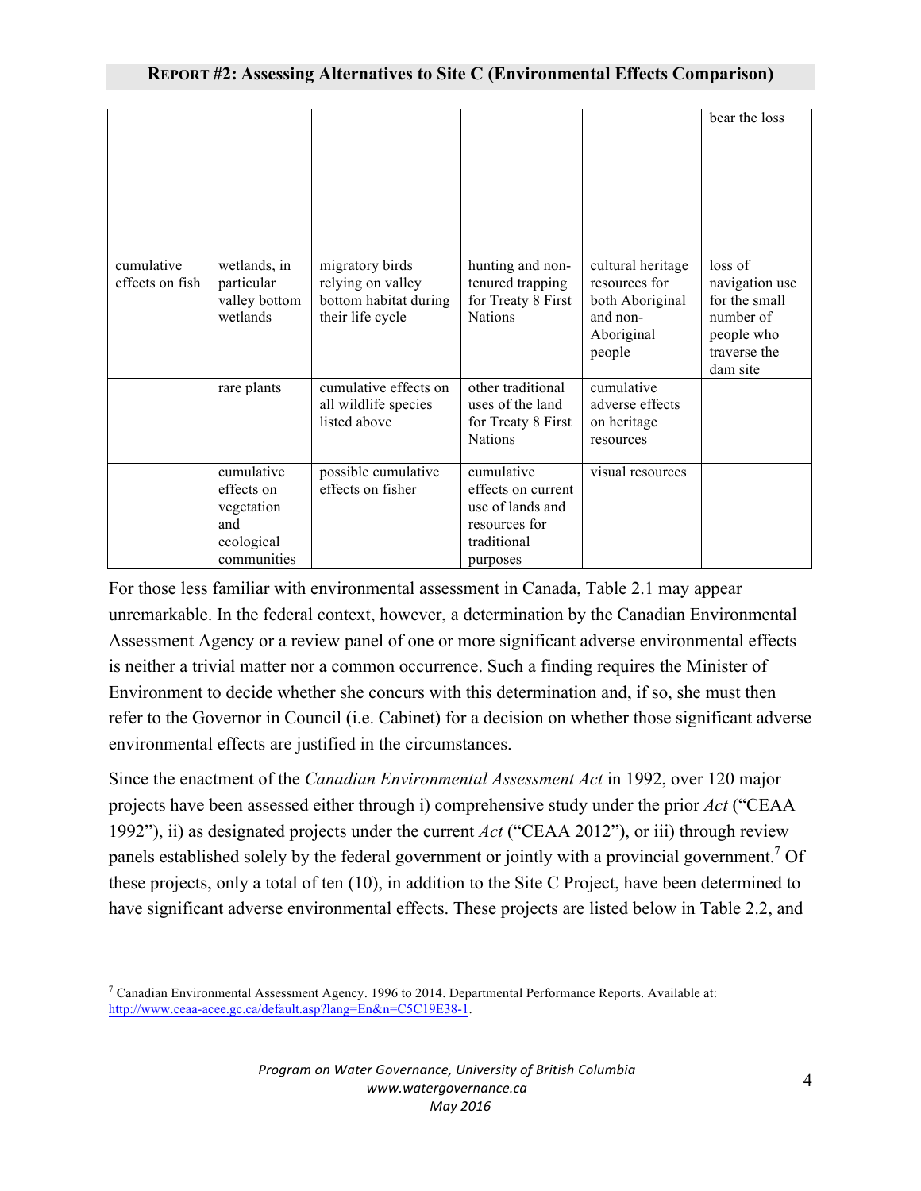| | | | | | |
|---|---|---|---|---|---|
| | | | | | bear the loss |
| cumulative effects on fish | wetlands, in particular valley bottom wetlands | migratory birds relying on valley bottom habitat during their life cycle | hunting and non-tenured trapping for Treaty 8 First Nations | cultural heritage resources for both Aboriginal and non-Aboriginal people | loss of navigation use for the small number of people who traverse the dam site |
| | rare plants | cumulative effects on all wildlife species listed above | other traditional uses of the land for Treaty 8 First Nations | cumulative adverse effects on heritage resources | |
| | cumulative effects on vegetation and ecological communities | possible cumulative effects on fisher | cumulative effects on current use of lands and resources for traditional purposes | visual resources | |

For those less familiar with environmental assessment in Canada, Table 2.1 may appear unremarkable. In the federal context, however, a determination by the Canadian Environmental Assessment Agency or a review panel of one or more significant adverse environmental effects is neither a trivial matter nor a common occurrence. Such a finding requires the Minister of Environment to decide whether she concurs with this determination and, if so, she must then refer to the Governor in Council (i.e. Cabinet) for a decision on whether those significant adverse environmental effects are justified in the circumstances.

Since the enactment of the *Canadian Environmental Assessment Act* in 1992, over 120 major projects have been assessed either through i) comprehensive study under the prior *Act* ("CEAA 1992"), ii) as designated projects under the current *Act* ("CEAA 2012"), or iii) through review panels established solely by the federal government or jointly with a provincial government.[7] Of these projects, only a total of ten (10), in addition to the Site C Project, have been determined to have significant adverse environmental effects. These projects are listed below in Table 2.2, and

[7] Canadian Environmental Assessment Agency. 1996 to 2014. Departmental Performance Reports. Available at: http://www.ceaa-acee.gc.ca/default.asp?lang=En&n=C5C19E38-1.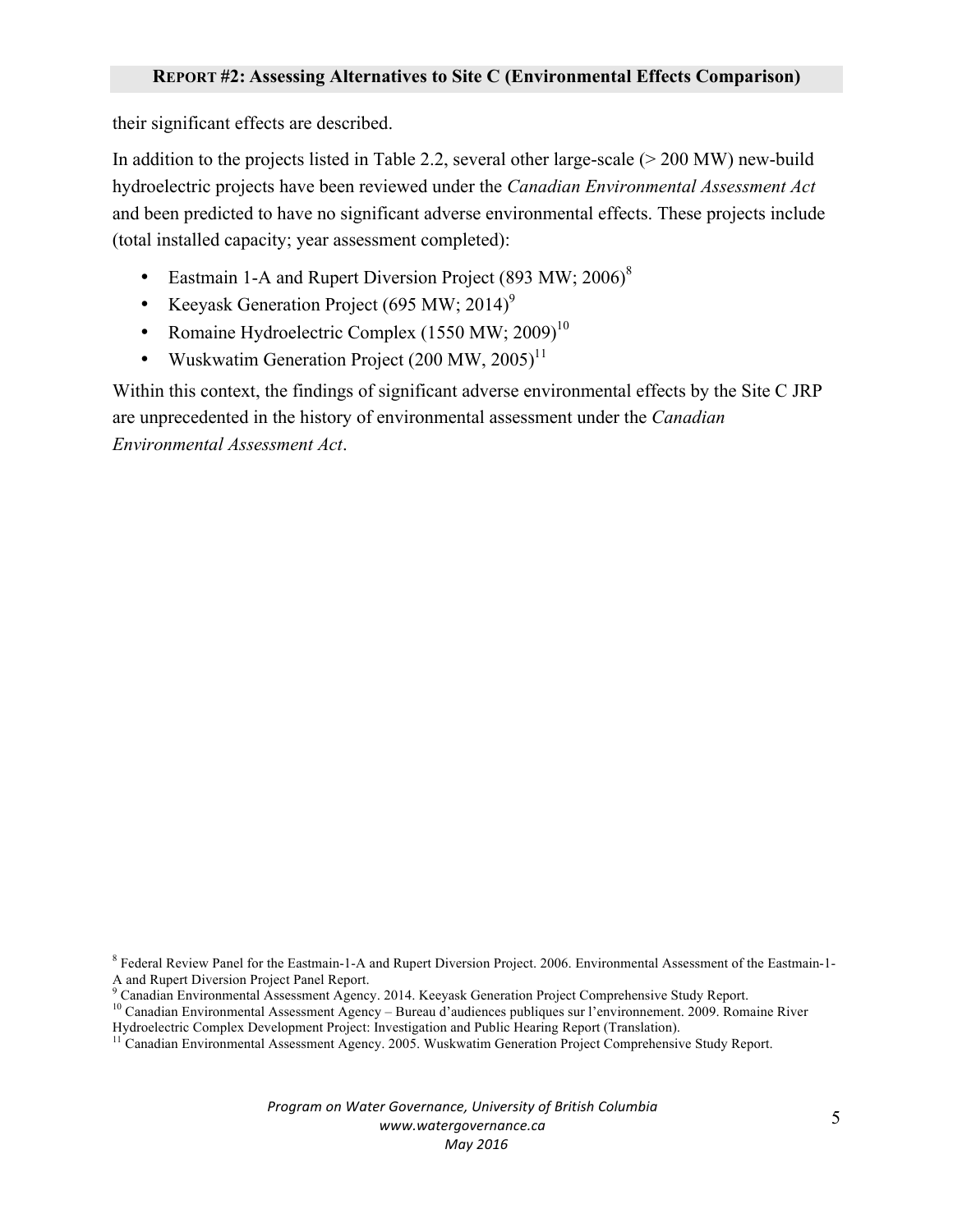their significant effects are described.

In addition to the projects listed in Table 2.2, several other large-scale (> 200 MW) new-build hydroelectric projects have been reviewed under the *Canadian Environmental Assessment Act* and been predicted to have no significant adverse environmental effects. These projects include (total installed capacity; year assessment completed):

- Eastmain 1-A and Rupert Diversion Project (893 MW; 2006)[8]
- Keeyask Generation Project (695 MW; 2014)[9]
- Romaine Hydroelectric Complex (1550 MW; 2009)[10]
- Wuskwatim Generation Project (200 MW, 2005)[11]

Within this context, the findings of significant adverse environmental effects by the Site C JRP are unprecedented in the history of environmental assessment under the *Canadian Environmental Assessment Act*.

[8] Federal Review Panel for the Eastmain-1-A and Rupert Diversion Project. 2006. Environmental Assessment of the Eastmain-1-A and Rupert Diversion Project Panel Report.

[9] Canadian Environmental Assessment Agency. 2014. Keeyask Generation Project Comprehensive Study Report.

[10] Canadian Environmental Assessment Agency – Bureau d'audiences publiques sur l'environnement. 2009. Romaine River Hydroelectric Complex Development Project: Investigation and Public Hearing Report (Translation).

[11] Canadian Environmental Assessment Agency. 2005. Wuskwatim Generation Project Comprehensive Study Report.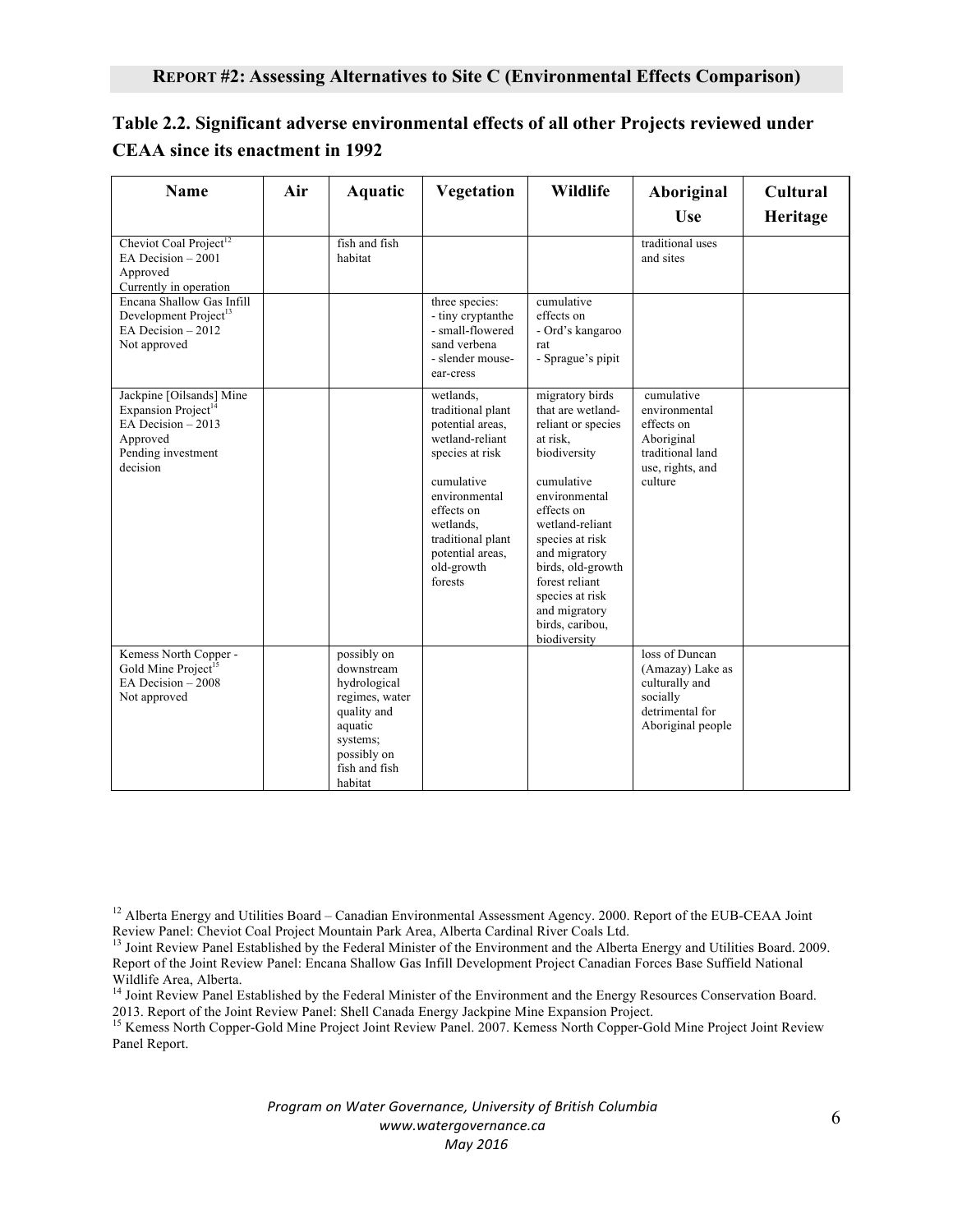**Table 2.2. Significant adverse environmental effects of all other Projects reviewed under CEAA since its enactment in 1992**

| Name | Air | Aquatic | Vegetation | Wildlife | Aboriginal Use | Cultural Heritage |
|---|---|---|---|---|---|---|
| Cheviot Coal Project[12]<br>EA Decision – 2001<br>Approved<br>Currently in operation | | fish and fish habitat | | | traditional uses and sites | |
| Encana Shallow Gas Infill Development Project[13]<br>EA Decision – 2012<br>Not approved | | | three species:<br>- tiny cryptanthe<br>- small-flowered sand verbena<br>- slender mouse-ear-cress | cumulative effects on<br>- Ord's kangaroo rat<br>- Sprague's pipit | | |
| Jackpine [Oilsands] Mine Expansion Project[14]<br>EA Decision – 2013<br>Approved<br>Pending investment decision | | | wetlands, traditional plant potential areas, wetland-reliant species at risk<br><br>cumulative environmental effects on wetlands, traditional plant potential areas, old-growth forests | migratory birds that are wetland-reliant or species at risk, biodiversity<br><br>cumulative environmental effects on wetland-reliant species at risk and migratory birds, old-growth forest reliant species at risk and migratory birds, caribou, biodiversity | cumulative environmental effects on Aboriginal traditional land use, rights, and culture | |
| Kemess North Copper - Gold Mine Project[15]<br>EA Decision – 2008<br>Not approved | | possibly on downstream hydrological regimes, water quality and aquatic systems; possibly on fish and fish habitat | | | loss of Duncan (Amazay) Lake as culturally and socially detrimental for Aboriginal people | |

[12] Alberta Energy and Utilities Board – Canadian Environmental Assessment Agency. 2000. Report of the EUB-CEAA Joint Review Panel: Cheviot Coal Project Mountain Park Area, Alberta Cardinal River Coals Ltd.

[13] Joint Review Panel Established by the Federal Minister of the Environment and the Alberta Energy and Utilities Board. 2009. Report of the Joint Review Panel: Encana Shallow Gas Infill Development Project Canadian Forces Base Suffield National Wildlife Area, Alberta.

[14] Joint Review Panel Established by the Federal Minister of the Environment and the Energy Resources Conservation Board. 2013. Report of the Joint Review Panel: Shell Canada Energy Jackpine Mine Expansion Project.

[15] Kemess North Copper-Gold Mine Project Joint Review Panel. 2007. Kemess North Copper-Gold Mine Project Joint Review Panel Report.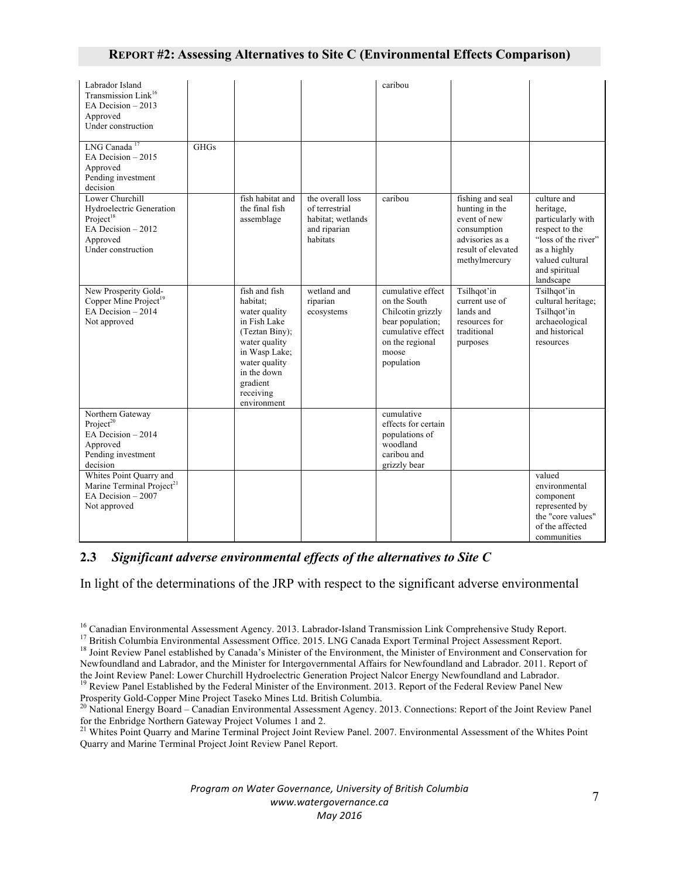| | | | | | | |
|---|---|---|---|---|---|---|
| Labrador Island Transmission Link[16] EA Decision – 2013 Approved Under construction | | | | caribou | | |
| LNG Canada [17] EA Decision – 2015 Approved Pending investment decision | GHGs | | | | | |
| Lower Churchill Hydroelectric Generation Project[18] EA Decision – 2012 Approved Under construction | | fish habitat and the final fish assemblage | the overall loss of terrestrial habitat; wetlands and riparian habitats | caribou | fishing and seal hunting in the event of new consumption advisories as a result of elevated methylmercury | culture and heritage, particularly with respect to the "loss of the river" as a highly valued cultural and spiritual landscape |
| New Prosperity Gold-Copper Mine Project[19] EA Decision – 2014 Not approved | | fish and fish habitat; water quality in Fish Lake (Teztan Biny); water quality in Wasp Lake; water quality in the down gradient receiving environment | wetland and riparian ecosystems | cumulative effect on the South Chilcotin grizzly bear population; cumulative effect on the regional moose population | Tsilhqot'in current use of lands and resources for traditional purposes | Tsilhqot'in cultural heritage; Tsilhqot'in archaeological and historical resources |
| Northern Gateway Project[20] EA Decision – 2014 Approved Pending investment decision | | | | cumulative effects for certain populations of woodland caribou and grizzly bear | | |
| Whites Point Quarry and Marine Terminal Project[21] EA Decision – 2007 Not approved | | | | | | valued environmental component represented by the "core values" of the affected communities |

## 2.3 *Significant adverse environmental effects of the alternatives to Site C*

In light of the determinations of the JRP with respect to the significant adverse environmental

[16] Canadian Environmental Assessment Agency. 2013. Labrador-Island Transmission Link Comprehensive Study Report.

[17] British Columbia Environmental Assessment Office. 2015. LNG Canada Export Terminal Project Assessment Report.

[18] Joint Review Panel established by Canada's Minister of the Environment, the Minister of Environment and Conservation for Newfoundland and Labrador, and the Minister for Intergovernmental Affairs for Newfoundland and Labrador. 2011. Report of the Joint Review Panel: Lower Churchill Hydroelectric Generation Project Nalcor Energy Newfoundland and Labrador.

[19] Review Panel Established by the Federal Minister of the Environment. 2013. Report of the Federal Review Panel New Prosperity Gold-Copper Mine Project Taseko Mines Ltd. British Columbia.

[20] National Energy Board – Canadian Environmental Assessment Agency. 2013. Connections: Report of the Joint Review Panel for the Enbridge Northern Gateway Project Volumes 1 and 2.

[21] Whites Point Quarry and Marine Terminal Project Joint Review Panel. 2007. Environmental Assessment of the Whites Point Quarry and Marine Terminal Project Joint Review Panel Report.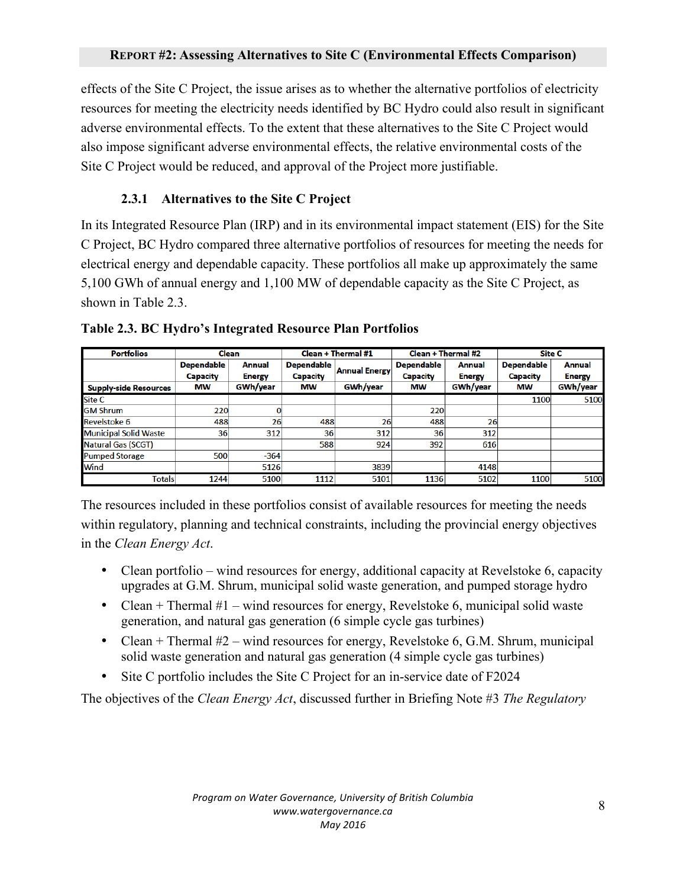effects of the Site C Project, the issue arises as to whether the alternative portfolios of electricity resources for meeting the electricity needs identified by BC Hydro could also result in significant adverse environmental effects. To the extent that these alternatives to the Site C Project would also impose significant adverse environmental effects, the relative environmental costs of the Site C Project would be reduced, and approval of the Project more justifiable.

### 2.3.1 Alternatives to the Site C Project

In its Integrated Resource Plan (IRP) and in its environmental impact statement (EIS) for the Site C Project, BC Hydro compared three alternative portfolios of resources for meeting the needs for electrical energy and dependable capacity. These portfolios all make up approximately the same 5,100 GWh of annual energy and 1,100 MW of dependable capacity as the Site C Project, as shown in Table 2.3.

**Table 2.3. BC Hydro's Integrated Resource Plan Portfolios**

| Portfolios | Clean | | Clean + Thermal #1 | | Clean + Thermal #2 | | Site C | |
|---|---|---|---|---|---|---|---|---|
| | Dependable Capacity | Annual Energy | Dependable Capacity | Annual Energy | Dependable Capacity | Annual Energy | Dependable Capacity | Annual Energy |
| Supply-side Resources | MW | GWh/year | MW | GWh/year | MW | GWh/year | MW | GWh/year |
| Site C | | | | | | | 1100 | 5100 |
| GM Shrum | 220 | 0 | | | 220 | | | |
| Revelstoke 6 | 488 | 26 | 488 | 26 | 488 | 26 | | |
| Municipal Solid Waste | 36 | 312 | 36 | 312 | 36 | 312 | | |
| Natural Gas (SCGT) | | | 588 | 924 | 392 | 616 | | |
| Pumped Storage | 500 | -364 | | | | | | |
| Wind | | 5126 | | 3839 | | 4148 | | |
| Totals | 1244 | 5100 | 1112 | 5101 | 1136 | 5102 | 1100 | 5100 |

The resources included in these portfolios consist of available resources for meeting the needs within regulatory, planning and technical constraints, including the provincial energy objectives in the *Clean Energy Act*.

- Clean portfolio – wind resources for energy, additional capacity at Revelstoke 6, capacity upgrades at G.M. Shrum, municipal solid waste generation, and pumped storage hydro
- Clean + Thermal #1 – wind resources for energy, Revelstoke 6, municipal solid waste generation, and natural gas generation (6 simple cycle gas turbines)
- Clean + Thermal #2 – wind resources for energy, Revelstoke 6, G.M. Shrum, municipal solid waste generation and natural gas generation (4 simple cycle gas turbines)
- Site C portfolio includes the Site C Project for an in-service date of F2024

The objectives of the *Clean Energy Act*, discussed further in Briefing Note #3 *The Regulatory*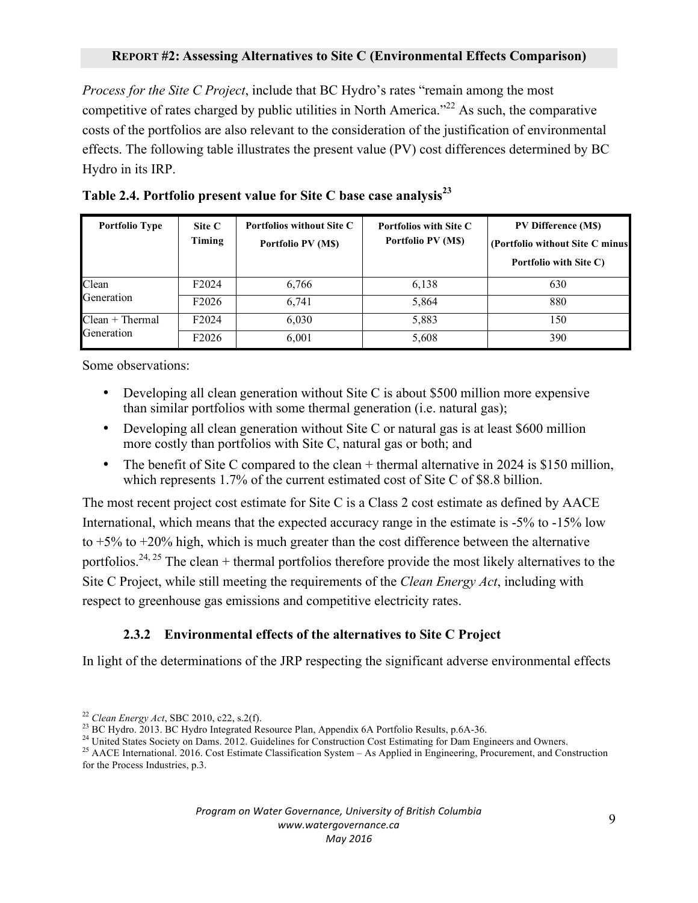*Process for the Site C Project*, include that BC Hydro's rates "remain among the most competitive of rates charged by public utilities in North America."[22] As such, the comparative costs of the portfolios are also relevant to the consideration of the justification of environmental effects. The following table illustrates the present value (PV) cost differences determined by BC Hydro in its IRP.

**Table 2.4. Portfolio present value for Site C base case analysis[23]**

| Portfolio Type | Site C Timing | Portfolios without Site C Portfolio PV (M$) | Portfolios with Site C Portfolio PV (M$) | PV Difference (M$) (Portfolio without Site C minus Portfolio with Site C) |
|---|---|---|---|---|
| Clean Generation | F2024 | 6,766 | 6,138 | 630 |
| | F2026 | 6,741 | 5,864 | 880 |
| Clean + Thermal Generation | F2024 | 6,030 | 5,883 | 150 |
| | F2026 | 6,001 | 5,608 | 390 |

Some observations:

- Developing all clean generation without Site C is about $500 million more expensive than similar portfolios with some thermal generation (i.e. natural gas);
- Developing all clean generation without Site C or natural gas is at least $600 million more costly than portfolios with Site C, natural gas or both; and
- The benefit of Site C compared to the clean + thermal alternative in 2024 is $150 million, which represents 1.7% of the current estimated cost of Site C of $8.8 billion.

The most recent project cost estimate for Site C is a Class 2 cost estimate as defined by AACE International, which means that the expected accuracy range in the estimate is -5% to -15% low to +5% to +20% high, which is much greater than the cost difference between the alternative portfolios.[24, 25] The clean + thermal portfolios therefore provide the most likely alternatives to the Site C Project, while still meeting the requirements of the *Clean Energy Act*, including with respect to greenhouse gas emissions and competitive electricity rates.

### 2.3.2 Environmental effects of the alternatives to Site C Project

In light of the determinations of the JRP respecting the significant adverse environmental effects

[22] *Clean Energy Act*, SBC 2010, c22, s.2(f).

[23] BC Hydro. 2013. BC Hydro Integrated Resource Plan, Appendix 6A Portfolio Results, p.6A-36.

[24] United States Society on Dams. 2012. Guidelines for Construction Cost Estimating for Dam Engineers and Owners.

[25] AACE International. 2016. Cost Estimate Classification System – As Applied in Engineering, Procurement, and Construction for the Process Industries, p.3.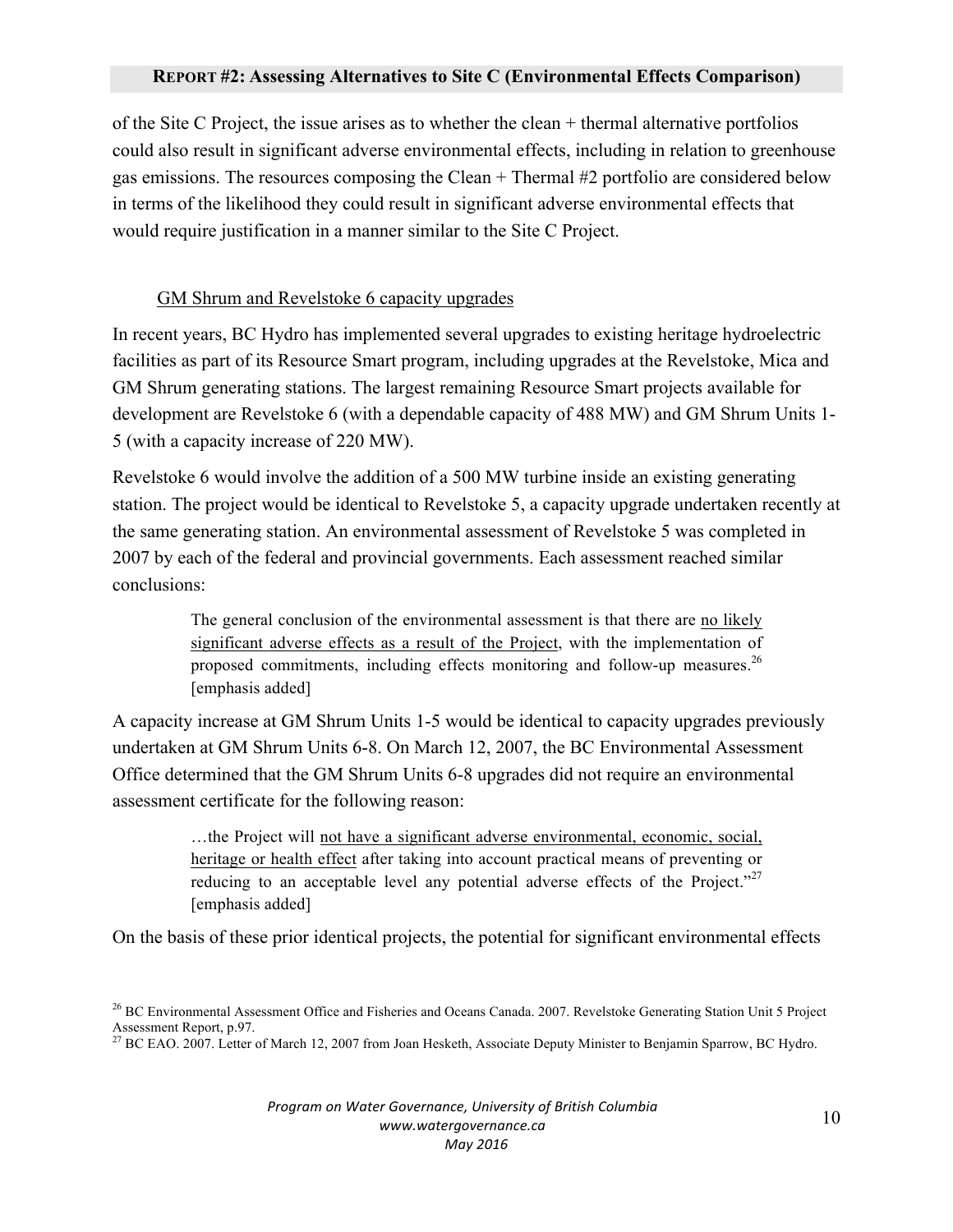of the Site C Project, the issue arises as to whether the clean + thermal alternative portfolios could also result in significant adverse environmental effects, including in relation to greenhouse gas emissions. The resources composing the Clean + Thermal #2 portfolio are considered below in terms of the likelihood they could result in significant adverse environmental effects that would require justification in a manner similar to the Site C Project.

<u>GM Shrum and Revelstoke 6 capacity upgrades</u>

In recent years, BC Hydro has implemented several upgrades to existing heritage hydroelectric facilities as part of its Resource Smart program, including upgrades at the Revelstoke, Mica and GM Shrum generating stations. The largest remaining Resource Smart projects available for development are Revelstoke 6 (with a dependable capacity of 488 MW) and GM Shrum Units 1-5 (with a capacity increase of 220 MW).

Revelstoke 6 would involve the addition of a 500 MW turbine inside an existing generating station. The project would be identical to Revelstoke 5, a capacity upgrade undertaken recently at the same generating station. An environmental assessment of Revelstoke 5 was completed in 2007 by each of the federal and provincial governments. Each assessment reached similar conclusions:

> The general conclusion of the environmental assessment is that there are <u>no likely significant adverse effects as a result of the Project</u>, with the implementation of proposed commitments, including effects monitoring and follow-up measures.[26] [emphasis added]

A capacity increase at GM Shrum Units 1-5 would be identical to capacity upgrades previously undertaken at GM Shrum Units 6-8. On March 12, 2007, the BC Environmental Assessment Office determined that the GM Shrum Units 6-8 upgrades did not require an environmental assessment certificate for the following reason:

> …the Project will <u>not have a significant adverse environmental, economic, social, heritage or health effect</u> after taking into account practical means of preventing or reducing to an acceptable level any potential adverse effects of the Project."[27] [emphasis added]

On the basis of these prior identical projects, the potential for significant environmental effects

---

[26] BC Environmental Assessment Office and Fisheries and Oceans Canada. 2007. Revelstoke Generating Station Unit 5 Project Assessment Report, p.97.

[27] BC EAO. 2007. Letter of March 12, 2007 from Joan Hesketh, Associate Deputy Minister to Benjamin Sparrow, BC Hydro.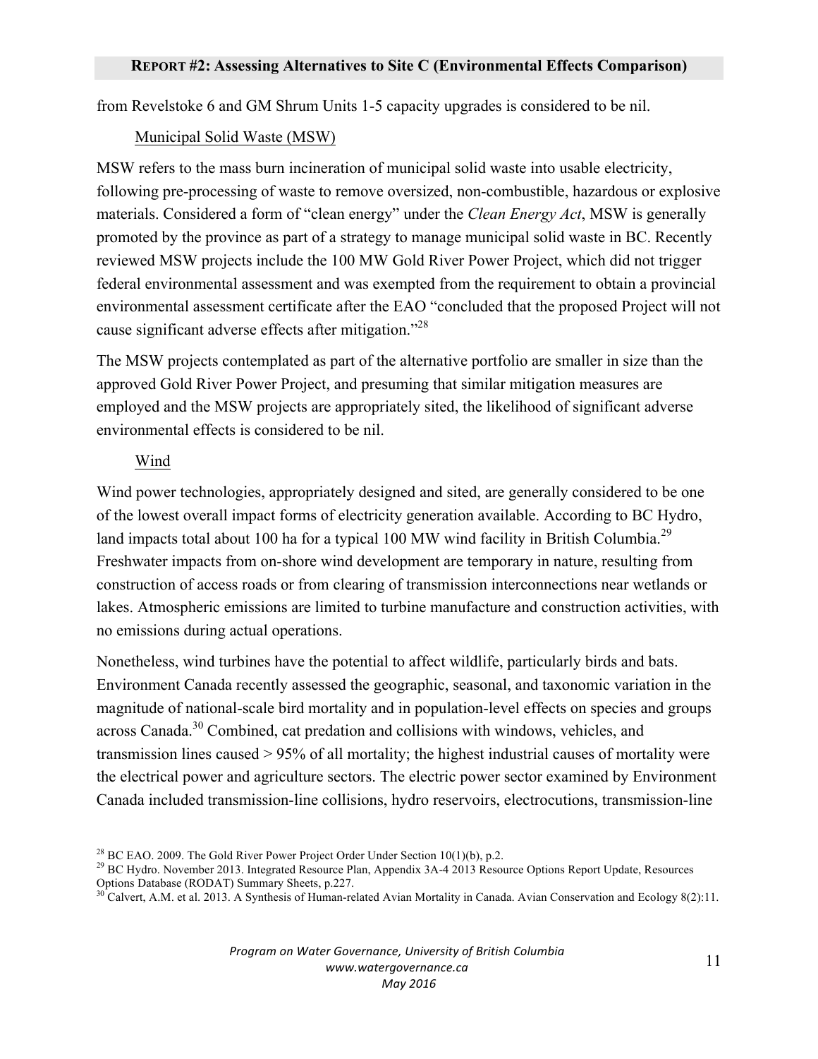from Revelstoke 6 and GM Shrum Units 1-5 capacity upgrades is considered to be nil.

### Municipal Solid Waste (MSW)

MSW refers to the mass burn incineration of municipal solid waste into usable electricity, following pre-processing of waste to remove oversized, non-combustible, hazardous or explosive materials. Considered a form of "clean energy" under the *Clean Energy Act*, MSW is generally promoted by the province as part of a strategy to manage municipal solid waste in BC. Recently reviewed MSW projects include the 100 MW Gold River Power Project, which did not trigger federal environmental assessment and was exempted from the requirement to obtain a provincial environmental assessment certificate after the EAO "concluded that the proposed Project will not cause significant adverse effects after mitigation."[28]

The MSW projects contemplated as part of the alternative portfolio are smaller in size than the approved Gold River Power Project, and presuming that similar mitigation measures are employed and the MSW projects are appropriately sited, the likelihood of significant adverse environmental effects is considered to be nil.

### Wind

Wind power technologies, appropriately designed and sited, are generally considered to be one of the lowest overall impact forms of electricity generation available. According to BC Hydro, land impacts total about 100 ha for a typical 100 MW wind facility in British Columbia.[29] Freshwater impacts from on-shore wind development are temporary in nature, resulting from construction of access roads or from clearing of transmission interconnections near wetlands or lakes. Atmospheric emissions are limited to turbine manufacture and construction activities, with no emissions during actual operations.

Nonetheless, wind turbines have the potential to affect wildlife, particularly birds and bats. Environment Canada recently assessed the geographic, seasonal, and taxonomic variation in the magnitude of national-scale bird mortality and in population-level effects on species and groups across Canada.[30] Combined, cat predation and collisions with windows, vehicles, and transmission lines caused > 95% of all mortality; the highest industrial causes of mortality were the electrical power and agriculture sectors. The electric power sector examined by Environment Canada included transmission-line collisions, hydro reservoirs, electrocutions, transmission-line

---

[28] BC EAO. 2009. The Gold River Power Project Order Under Section 10(1)(b), p.2.

[29] BC Hydro. November 2013. Integrated Resource Plan, Appendix 3A-4 2013 Resource Options Report Update, Resources Options Database (RODAT) Summary Sheets, p.227.

[30] Calvert, A.M. et al. 2013. A Synthesis of Human-related Avian Mortality in Canada. Avian Conservation and Ecology 8(2):11.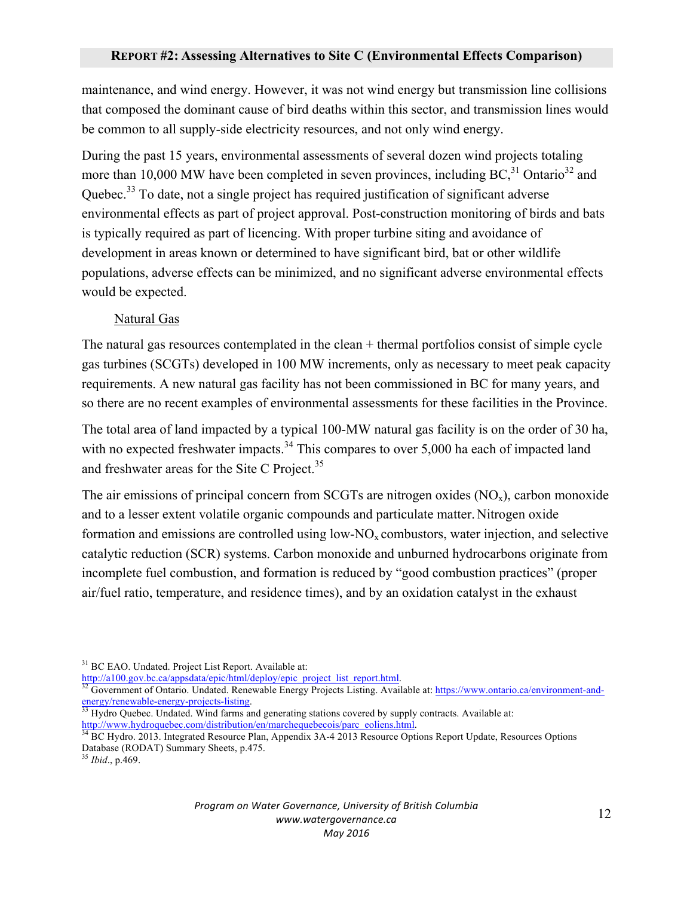maintenance, and wind energy. However, it was not wind energy but transmission line collisions that composed the dominant cause of bird deaths within this sector, and transmission lines would be common to all supply-side electricity resources, and not only wind energy.

During the past 15 years, environmental assessments of several dozen wind projects totaling more than 10,000 MW have been completed in seven provinces, including BC,[31] Ontario[32] and Quebec.[33] To date, not a single project has required justification of significant adverse environmental effects as part of project approval. Post-construction monitoring of birds and bats is typically required as part of licencing. With proper turbine siting and avoidance of development in areas known or determined to have significant bird, bat or other wildlife populations, adverse effects can be minimized, and no significant adverse environmental effects would be expected.

Natural Gas

The natural gas resources contemplated in the clean + thermal portfolios consist of simple cycle gas turbines (SCGTs) developed in 100 MW increments, only as necessary to meet peak capacity requirements. A new natural gas facility has not been commissioned in BC for many years, and so there are no recent examples of environmental assessments for these facilities in the Province.

The total area of land impacted by a typical 100-MW natural gas facility is on the order of 30 ha, with no expected freshwater impacts.[34] This compares to over 5,000 ha each of impacted land and freshwater areas for the Site C Project.[35]

The air emissions of principal concern from SCGTs are nitrogen oxides ($NO_x$), carbon monoxide and to a lesser extent volatile organic compounds and particulate matter. Nitrogen oxide formation and emissions are controlled using low-$NO_x$ combustors, water injection, and selective catalytic reduction (SCR) systems. Carbon monoxide and unburned hydrocarbons originate from incomplete fuel combustion, and formation is reduced by "good combustion practices" (proper air/fuel ratio, temperature, and residence times), and by an oxidation catalyst in the exhaust

---

[31] BC EAO. Undated. Project List Report. Available at: http://a100.gov.bc.ca/appsdata/epic/html/deploy/epic_project_list_report.html.

[32] Government of Ontario. Undated. Renewable Energy Projects Listing. Available at: https://www.ontario.ca/environment-and-energy/renewable-energy-projects-listing.

[33] Hydro Quebec. Undated. Wind farms and generating stations covered by supply contracts. Available at: http://www.hydroquebec.com/distribution/en/marchequebecois/parc_eoliens.html.

[34] BC Hydro. 2013. Integrated Resource Plan, Appendix 3A-4 2013 Resource Options Report Update, Resources Options Database (RODAT) Summary Sheets, p.475.

[35] *Ibid*., p.469.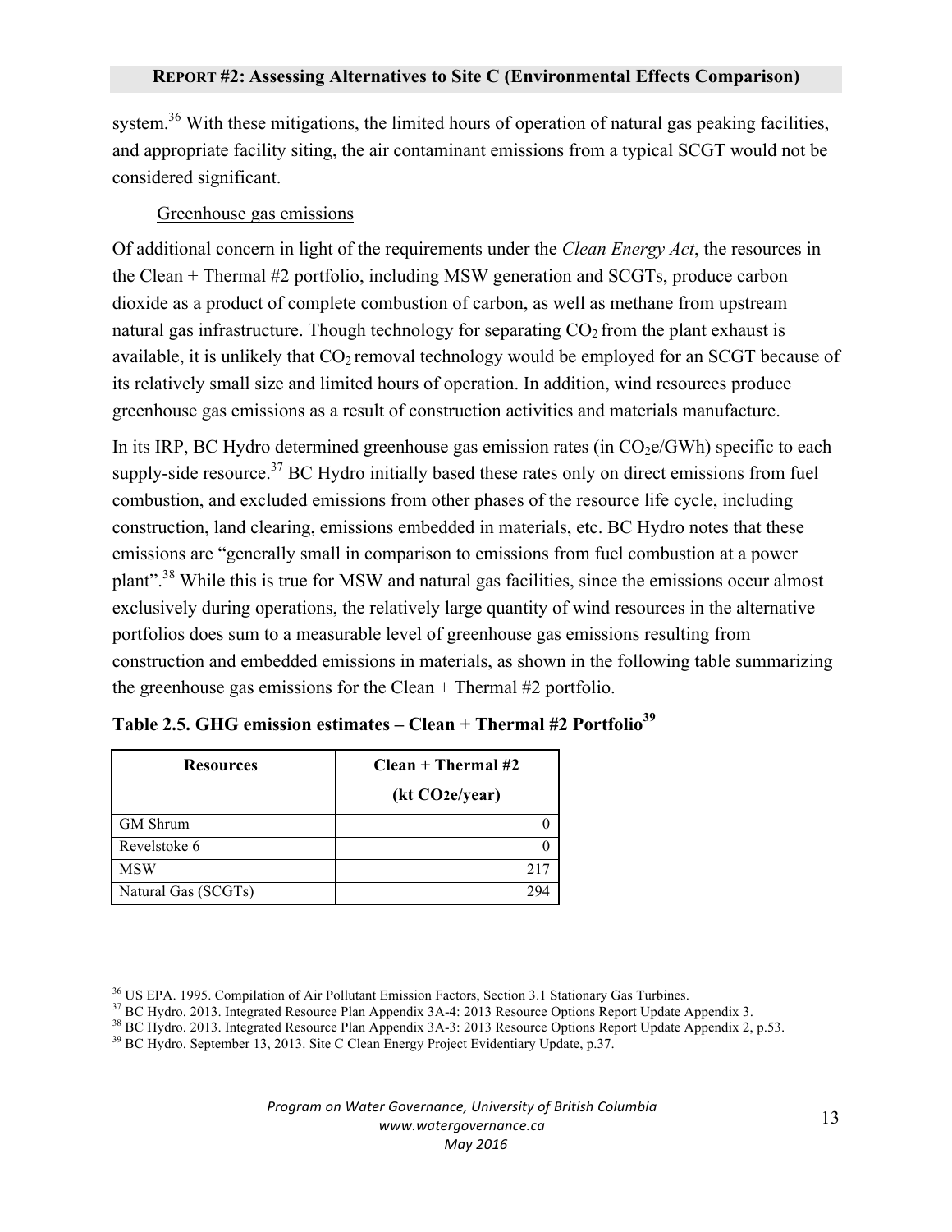system.[36] With these mitigations, the limited hours of operation of natural gas peaking facilities, and appropriate facility siting, the air contaminant emissions from a typical SCGT would not be considered significant.

Greenhouse gas emissions

Of additional concern in light of the requirements under the *Clean Energy Act*, the resources in the Clean + Thermal #2 portfolio, including MSW generation and SCGTs, produce carbon dioxide as a product of complete combustion of carbon, as well as methane from upstream natural gas infrastructure. Though technology for separating $CO_2$ from the plant exhaust is available, it is unlikely that $CO_2$ removal technology would be employed for an SCGT because of its relatively small size and limited hours of operation. In addition, wind resources produce greenhouse gas emissions as a result of construction activities and materials manufacture.

In its IRP, BC Hydro determined greenhouse gas emission rates (in $CO_2e$/GWh) specific to each supply-side resource.[37] BC Hydro initially based these rates only on direct emissions from fuel combustion, and excluded emissions from other phases of the resource life cycle, including construction, land clearing, emissions embedded in materials, etc. BC Hydro notes that these emissions are "generally small in comparison to emissions from fuel combustion at a power plant".[38] While this is true for MSW and natural gas facilities, since the emissions occur almost exclusively during operations, the relatively large quantity of wind resources in the alternative portfolios does sum to a measurable level of greenhouse gas emissions resulting from construction and embedded emissions in materials, as shown in the following table summarizing the greenhouse gas emissions for the Clean + Thermal #2 portfolio.

**Table 2.5. GHG emission estimates – Clean + Thermal #2 Portfolio[39]**

| Resources | Clean + Thermal #2 (kt $CO_2e$/year) |
|---|---|
| GM Shrum | 0 |
| Revelstoke 6 | 0 |
| MSW | 217 |
| Natural Gas (SCGTs) | 294 |

[36] US EPA. 1995. Compilation of Air Pollutant Emission Factors, Section 3.1 Stationary Gas Turbines.

[37] BC Hydro. 2013. Integrated Resource Plan Appendix 3A-4: 2013 Resource Options Report Update Appendix 3.

[38] BC Hydro. 2013. Integrated Resource Plan Appendix 3A-3: 2013 Resource Options Report Update Appendix 2, p.53.

[39] BC Hydro. September 13, 2013. Site C Clean Energy Project Evidentiary Update, p.37.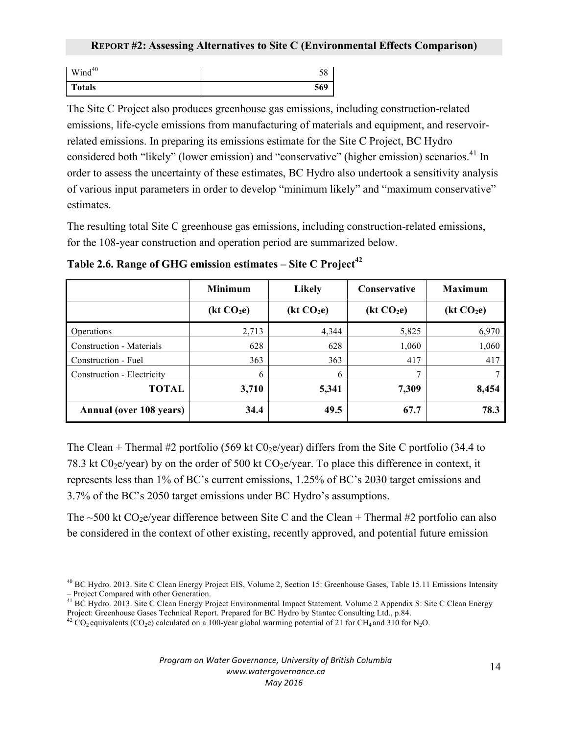| Wind[40] | 58 |
|---|---|
| **Totals** | **569** |

The Site C Project also produces greenhouse gas emissions, including construction-related emissions, life-cycle emissions from manufacturing of materials and equipment, and reservoir-related emissions. In preparing its emissions estimate for the Site C Project, BC Hydro considered both "likely" (lower emission) and "conservative" (higher emission) scenarios.[41] In order to assess the uncertainty of these estimates, BC Hydro also undertook a sensitivity analysis of various input parameters in order to develop "minimum likely" and "maximum conservative" estimates.

The resulting total Site C greenhouse gas emissions, including construction-related emissions, for the 108-year construction and operation period are summarized below.

**Table 2.6. Range of GHG emission estimates – Site C Project[42]**

| | **Minimum** | **Likely** | **Conservative** | **Maximum** |
|---|---|---|---|---|
| | **(kt $CO_2$e)** | **(kt $CO_2$e)** | **(kt $CO_2$e)** | **(kt $CO_2$e)** |
| Operations | 2,713 | 4,344 | 5,825 | 6,970 |
| Construction - Materials | 628 | 628 | 1,060 | 1,060 |
| Construction - Fuel | 363 | 363 | 417 | 417 |
| Construction - Electricity | 6 | 6 | 7 | 7 |
| **TOTAL** | **3,710** | **5,341** | **7,309** | **8,454** |
| **Annual (over 108 years)** | **34.4** | **49.5** | **67.7** | **78.3** |

The Clean + Thermal #2 portfolio (569 kt $C0_2$e/year) differs from the Site C portfolio (34.4 to 78.3 kt $C0_2$e/year) by on the order of 500 kt $CO_2$e/year. To place this difference in context, it represents less than 1% of BC's current emissions, 1.25% of BC's 2030 target emissions and 3.7% of the BC's 2050 target emissions under BC Hydro's assumptions.

The ~500 kt $CO_2$e/year difference between Site C and the Clean + Thermal #2 portfolio can also be considered in the context of other existing, recently approved, and potential future emission

[40] BC Hydro. 2013. Site C Clean Energy Project EIS, Volume 2, Section 15: Greenhouse Gases, Table 15.11 Emissions Intensity – Project Compared with other Generation.

[41] BC Hydro. 2013. Site C Clean Energy Project Environmental Impact Statement. Volume 2 Appendix S: Site C Clean Energy Project: Greenhouse Gases Technical Report. Prepared for BC Hydro by Stantec Consulting Ltd., p.84.

[42] $CO_2$ equivalents ($CO_2$e) calculated on a 100-year global warming potential of 21 for $CH_4$ and 310 for $N_2O$.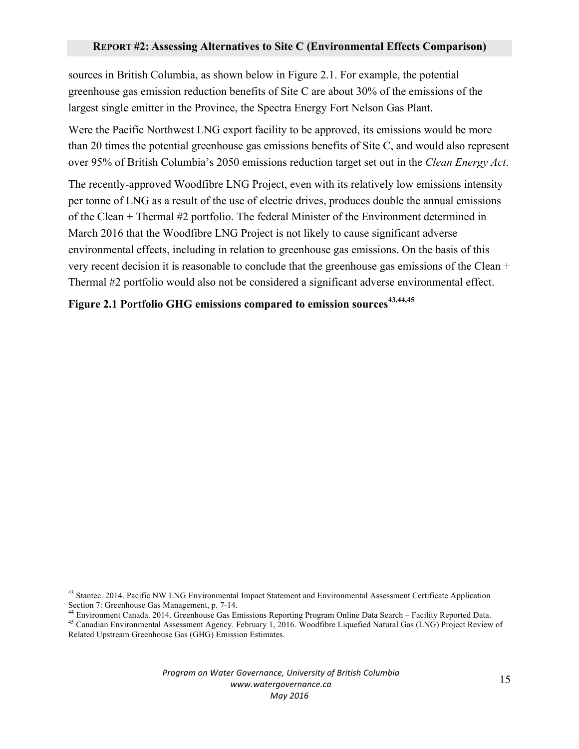sources in British Columbia, as shown below in Figure 2.1. For example, the potential greenhouse gas emission reduction benefits of Site C are about 30% of the emissions of the largest single emitter in the Province, the Spectra Energy Fort Nelson Gas Plant.

Were the Pacific Northwest LNG export facility to be approved, its emissions would be more than 20 times the potential greenhouse gas emissions benefits of Site C, and would also represent over 95% of British Columbia's 2050 emissions reduction target set out in the *Clean Energy Act*.

The recently-approved Woodfibre LNG Project, even with its relatively low emissions intensity per tonne of LNG as a result of the use of electric drives, produces double the annual emissions of the Clean + Thermal #2 portfolio. The federal Minister of the Environment determined in March 2016 that the Woodfibre LNG Project is not likely to cause significant adverse environmental effects, including in relation to greenhouse gas emissions. On the basis of this very recent decision it is reasonable to conclude that the greenhouse gas emissions of the Clean + Thermal #2 portfolio would also not be considered a significant adverse environmental effect.

**Figure 2.1 Portfolio GHG emissions compared to emission sources[43,44,45]**

[43] Stantec. 2014. Pacific NW LNG Environmental Impact Statement and Environmental Assessment Certificate Application Section 7: Greenhouse Gas Management, p. 7-14.

[44] Environment Canada. 2014. Greenhouse Gas Emissions Reporting Program Online Data Search – Facility Reported Data.

[45] Canadian Environmental Assessment Agency. February 1, 2016. Woodfibre Liquefied Natural Gas (LNG) Project Review of Related Upstream Greenhouse Gas (GHG) Emission Estimates.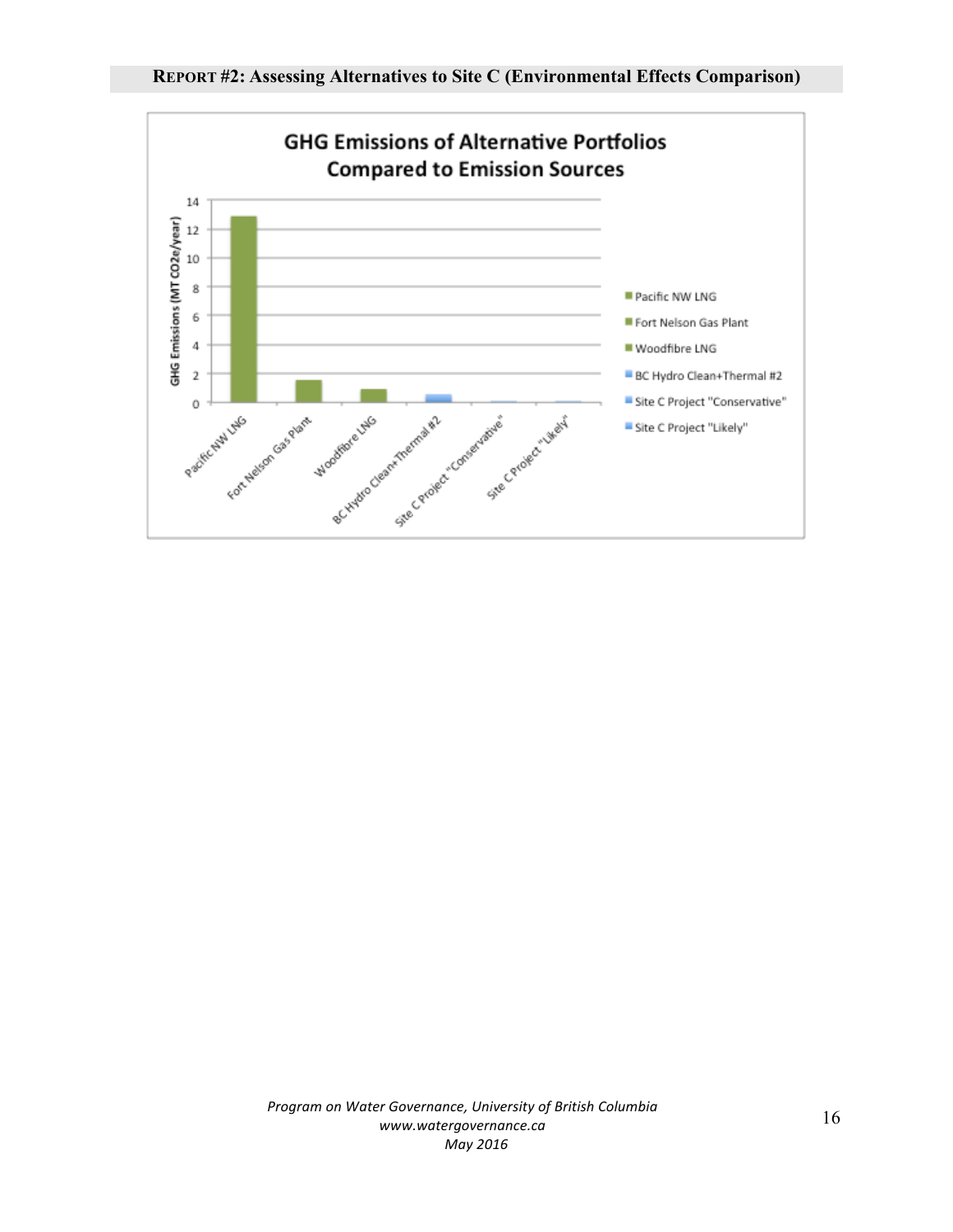**Report #2: Assessing Alternatives to Site C (Environmental Effects Comparison)**

GHG Emissions of Alternative Portfolios Compared to Emission Sources

GHG Emissions (MT CO2e/year)

14
12
10
8
6
4
2
0

Pacific NW LNG
Fort Nelson Gas Plant
Woodfibre LNG
BC Hydro Clean+Thermal #2
Site C Project "Conservative"
Site C Project "Likely"

Pacific NW LNG
Fort Nelson Gas Plant
Woodfibre LNG
BC Hydro Clean+Thermal #2
Site C Project "Conservative"
Site C Project "Likely"

*Program on Water Governance, University of British Columbia*
*www.watergovernance.ca*
*May 2016*